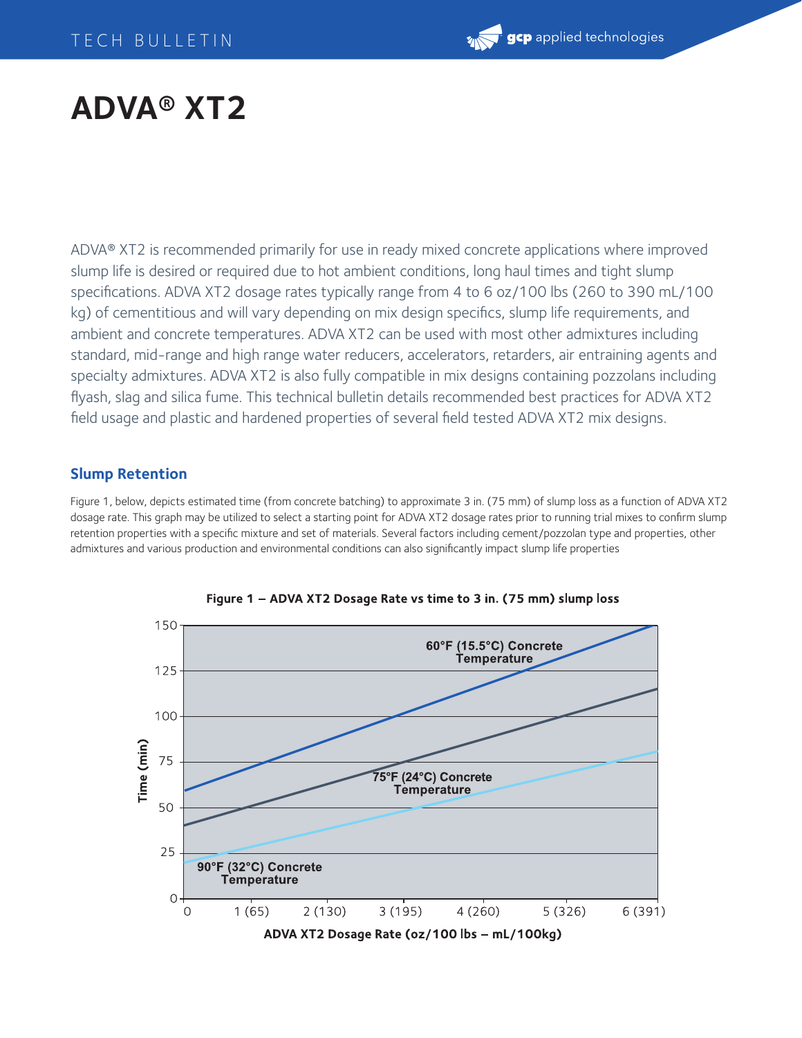# ADVA® XT2

ADVA® XT2 is recommended primarily for use in ready mixed concrete applications where improved slump life is desired or required due to hot ambient conditions, long haul times and tight slump specifications. ADVA XT2 dosage rates typically range from 4 to 6 oz/100 lbs (260 to 390 mL/100 kg) of cementitious and will vary depending on mix design specifics, slump life requirements, and ambient and concrete temperatures. ADVA XT2 can be used with most other admixtures including standard, mid-range and high range water reducers, accelerators, retarders, air entraining agents and specialty admixtures. ADVA XT2 is also fully compatible in mix designs containing pozzolans including flyash, slag and silica fume. This technical bulletin details recommended best practices for ADVA XT2 field usage and plastic and hardened properties of several field tested ADVA XT2 mix designs.

## Slump Retention

Figure 1, below, depicts estimated time (from concrete batching) to approximate 3 in. (75 mm) of slump loss as a function of ADVA XT2 dosage rate. This graph may be utilized to select a starting point for ADVA XT2 dosage rates prior to running trial mixes to confirm slump retention properties with a specific mixture and set of materials. Several factors including cement/pozzolan type and properties, other admixtures and various production and environmental conditions can also significantly impact slump life properties

**Figure 1 – ADVA XT2 Dosage Rate vs time to 3 in. (75 mm) slump loss**

Time (min): 0, 25, 50, 75, 100, 125, 150

ADVA XT2 Dosage Rate (oz/100 lbs – mL/100kg): 0, 1 (65), 2 (130), 3 (195), 4 (260), 5 (326), 6 (391)

60°F (15.5°C) Concrete Temperature

75°F (24°C) Concrete Temperature

90°F (32°C) Concrete Temperature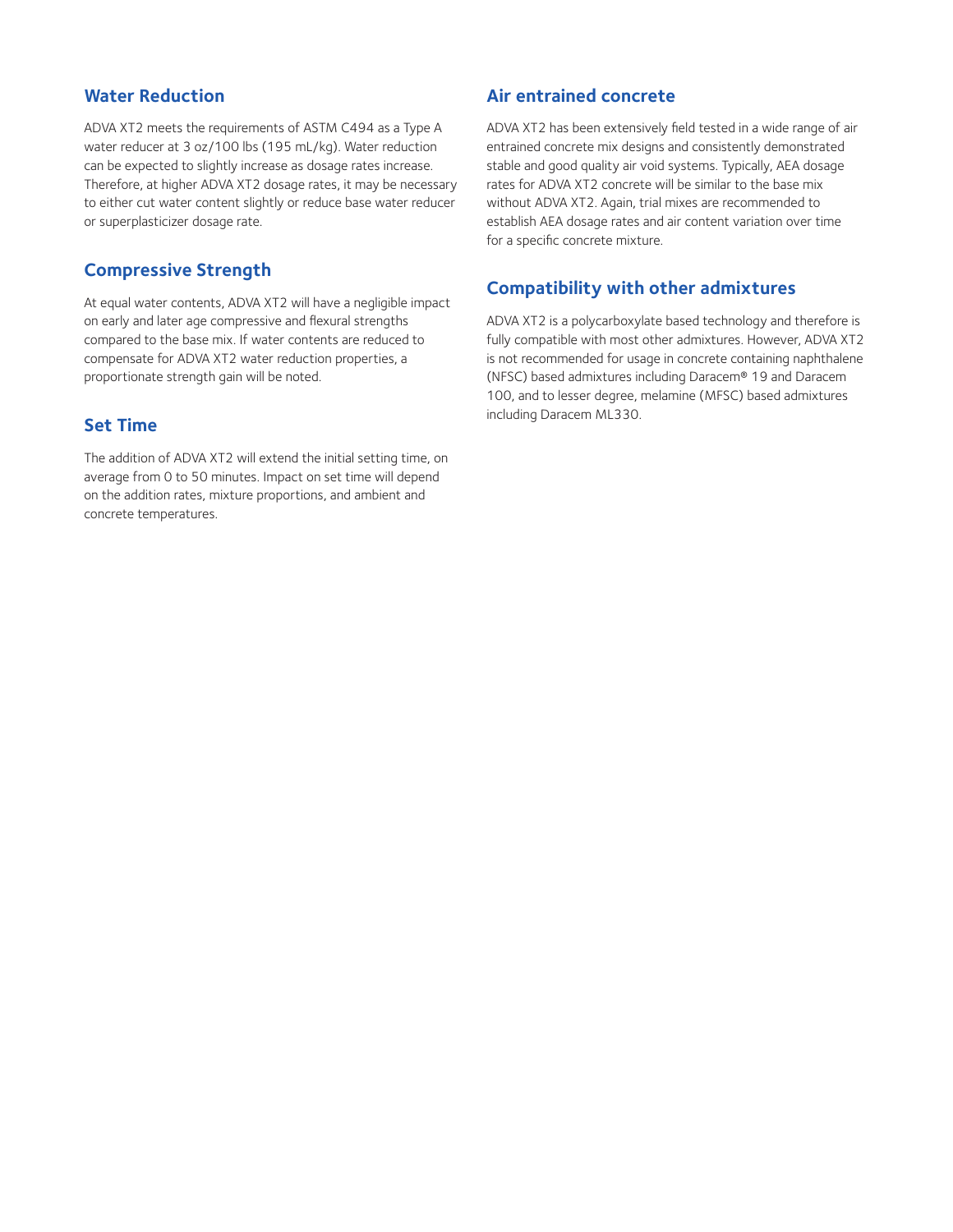## Water Reduction

ADVA XT2 meets the requirements of ASTM C494 as a Type A water reducer at 3 oz/100 lbs (195 mL/kg). Water reduction can be expected to slightly increase as dosage rates increase. Therefore, at higher ADVA XT2 dosage rates, it may be necessary to either cut water content slightly or reduce base water reducer or superplasticizer dosage rate.

## Compressive Strength

At equal water contents, ADVA XT2 will have a negligible impact on early and later age compressive and flexural strengths compared to the base mix. If water contents are reduced to compensate for ADVA XT2 water reduction properties, a proportionate strength gain will be noted.

## Set Time

The addition of ADVA XT2 will extend the initial setting time, on average from 0 to 50 minutes. Impact on set time will depend on the addition rates, mixture proportions, and ambient and concrete temperatures.

## Air entrained concrete

ADVA XT2 has been extensively field tested in a wide range of air entrained concrete mix designs and consistently demonstrated stable and good quality air void systems. Typically, AEA dosage rates for ADVA XT2 concrete will be similar to the base mix without ADVA XT2. Again, trial mixes are recommended to establish AEA dosage rates and air content variation over time for a specific concrete mixture.

## Compatibility with other admixtures

ADVA XT2 is a polycarboxylate based technology and therefore is fully compatible with most other admixtures. However, ADVA XT2 is not recommended for usage in concrete containing naphthalene (NFSC) based admixtures including Daracem® 19 and Daracem 100, and to lesser degree, melamine (MFSC) based admixtures including Daracem ML330.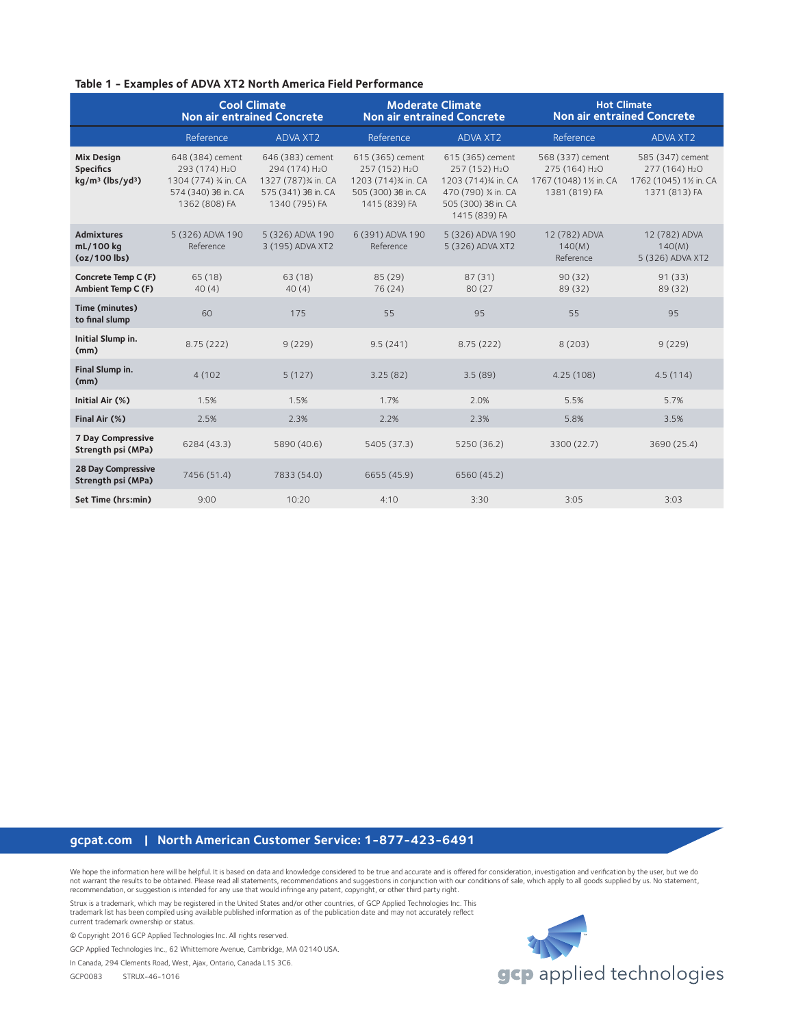**Table 1 - Examples of ADVA XT2 North America Field Performance**

| | Cool Climate Non air entrained Concrete | | Moderate Climate Non air entrained Concrete | | Hot Climate Non air entrained Concrete | |
|---|---|---|---|---|---|---|
| | Reference | ADVA XT2 | Reference | ADVA XT2 | Reference | ADVA XT2 |
| **Mix Design Specifics kg/m³ (lbs/yd³)** | 648 (384) cement 293 (174) $H_2O$ 1304 (774) ¾ in. CA 574 (340) 3⁄8 in. CA 1362 (808) FA | 646 (383) cement 294 (174) $H_2O$ 1327 (787)¾ in. CA 575 (341) 3⁄8 in. CA 1340 (795) FA | 615 (365) cement 257 (152) $H_2O$ 1203 (714)¾ in. CA 505 (300) 3⁄8 in. CA 1415 (839) FA | 615 (365) cement 257 (152) $H_2O$ 1203 (714)¾ in. CA 470 (790) ¾ in. CA 505 (300) 3⁄8 in. CA 1415 (839) FA | 568 (337) cement 275 (164) $H_2O$ 1767 (1048) 1½ in. CA 1381 (819) FA | 585 (347) cement 277 (164) $H_2O$ 1762 (1045) 1½ in. CA 1371 (813) FA |
| **Admixtures mL/100 kg (oz/100 lbs)** | 5 (326) ADVA 190 Reference | 5 (326) ADVA 190 3 (195) ADVA XT2 | 6 (391) ADVA 190 Reference | 5 (326) ADVA 190 5 (326) ADVA XT2 | 12 (782) ADVA 140(M) Reference | 12 (782) ADVA 140(M) 5 (326) ADVA XT2 |
| **Concrete Temp C (F) Ambient Temp C (F)** | 65 (18) 40 (4) | 63 (18) 40 (4) | 85 (29) 76 (24) | 87 (31) 80 (27 | 90 (32) 89 (32) | 91 (33) 89 (32) |
| **Time (minutes) to final slump** | 60 | 175 | 55 | 95 | 55 | 95 |
| **Initial Slump in. (mm)** | 8.75 (222) | 9 (229) | 9.5 (241) | 8.75 (222) | 8 (203) | 9 (229) |
| **Final Slump in. (mm)** | 4 (102 | 5 (127) | 3.25 (82) | 3.5 (89) | 4.25 (108) | 4.5 (114) |
| **Initial Air (%)** | 1.5% | 1.5% | 1.7% | 2.0% | 5.5% | 5.7% |
| **Final Air (%)** | 2.5% | 2.3% | 2.2% | 2.3% | 5.8% | 3.5% |
| **7 Day Compressive Strength psi (MPa)** | 6284 (43.3) | 5890 (40.6) | 5405 (37.3) | 5250 (36.2) | 3300 (22.7) | 3690 (25.4) |
| **28 Day Compressive Strength psi (MPa)** | 7456 (51.4) | 7833 (54.0) | 6655 (45.9) | 6560 (45.2) | | |
| **Set Time (hrs:min)** | 9:00 | 10:20 | 4:10 | 3:30 | 3:05 | 3:03 |

**gcpat.com | North American Customer Service: 1-877-423-6491**

We hope the information here will be helpful. It is based on data and knowledge considered to be true and accurate and is offered for consideration, investigation and verification by the user, but we do not warrant the results to be obtained. Please read all statements, recommendations and suggestions in conjunction with our conditions of sale, which apply to all goods supplied by us. No statement, recommendation, or suggestion is intended for any use that would infringe any patent, copyright, or other third party right.

Strux is a trademark, which may be registered in the United States and/or other countries, of GCP Applied Technologies Inc. This trademark list has been compiled using available published information as of the publication date and may not accurately reflect current trademark ownership or status.

© Copyright 2016 GCP Applied Technologies Inc. All rights reserved.

GCP Applied Technologies Inc., 62 Whittemore Avenue, Cambridge, MA 02140 USA.

In Canada, 294 Clements Road, West, Ajax, Ontario, Canada L1S 3C6.

GCP0083 STRUX-46-1016

gcp applied technologies